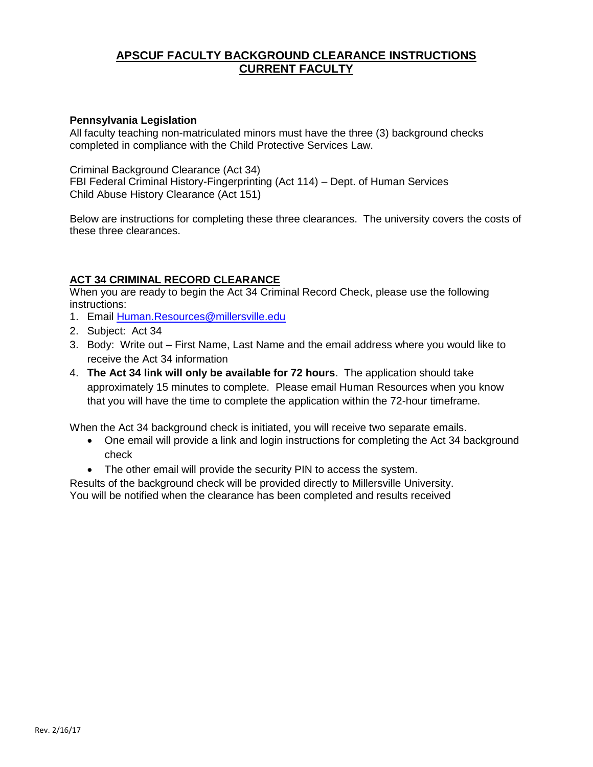# APSCUF FACULTY BACKGROUND CLEARANCE INSTRUCTIONS
# CURRENT FACULTY

**Pennsylvania Legislation**

All faculty teaching non-matriculated minors must have the three (3) background checks completed in compliance with the Child Protective Services Law.

Criminal Background Clearance (Act 34)
FBI Federal Criminal History-Fingerprinting (Act 114) – Dept. of Human Services
Child Abuse History Clearance (Act 151)

Below are instructions for completing these three clearances. The university covers the costs of these three clearances.

## ACT 34 CRIMINAL RECORD CLEARANCE

When you are ready to begin the Act 34 Criminal Record Check, please use the following instructions:

1. Email Human.Resources@millersville.edu
2. Subject: Act 34
3. Body: Write out – First Name, Last Name and the email address where you would like to receive the Act 34 information
4. **The Act 34 link will only be available for 72 hours**. The application should take approximately 15 minutes to complete. Please email Human Resources when you know that you will have the time to complete the application within the 72-hour timeframe.

When the Act 34 background check is initiated, you will receive two separate emails.

- One email will provide a link and login instructions for completing the Act 34 background check
- The other email will provide the security PIN to access the system.

Results of the background check will be provided directly to Millersville University.
You will be notified when the clearance has been completed and results received

Rev. 2/16/17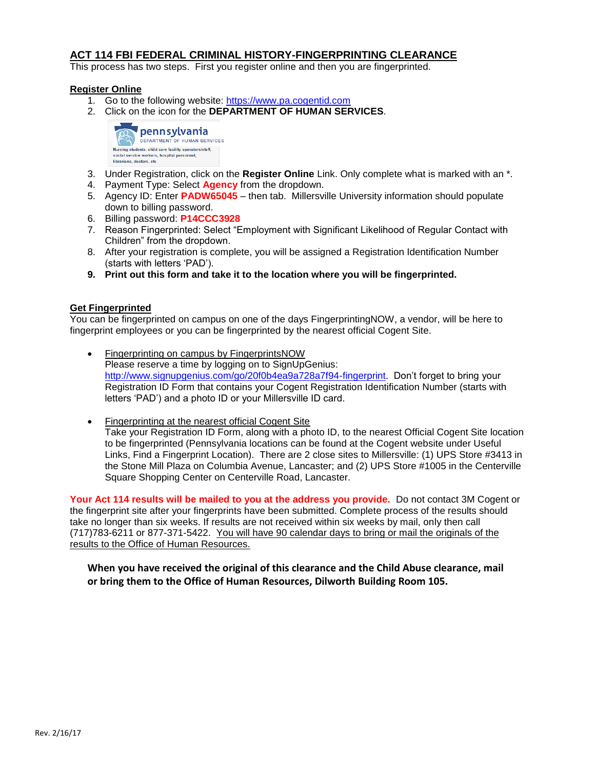## ACT 114 FBI FEDERAL CRIMINAL HISTORY-FINGERPRINTING CLEARANCE

This process has two steps. First you register online and then you are fingerprinted.

### Register Online

1. Go to the following website: https://www.pa.cogentid.com
2. Click on the icon for the **DEPARTMENT OF HUMAN SERVICES**.

pennsylvania DEPARTMENT OF HUMAN SERVICES
Nursing students, child care facility operators/staff, social service workers, hospital personnel, librarians, doctors, etc

3. Under Registration, click on the **Register Online** Link. Only complete what is marked with an *.
4. Payment Type: Select **Agency** from the dropdown.
5. Agency ID: Enter **PADW65045** – then tab. Millersville University information should populate down to billing password.
6. Billing password: **P14CCC3928**
7. Reason Fingerprinted: Select "Employment with Significant Likelihood of Regular Contact with Children" from the dropdown.
8. After your registration is complete, you will be assigned a Registration Identification Number (starts with letters 'PAD').
9. **Print out this form and take it to the location where you will be fingerprinted.**

### Get Fingerprinted

You can be fingerprinted on campus on one of the days FingerprintingNOW, a vendor, will be here to fingerprint employees or you can be fingerprinted by the nearest official Cogent Site.

- Fingerprinting on campus by FingerprintsNOW
  Please reserve a time by logging on to SignUpGenius: http://www.signupgenius.com/go/20f0b4ea9a728a7f94-fingerprint. Don't forget to bring your Registration ID Form that contains your Cogent Registration Identification Number (starts with letters 'PAD') and a photo ID or your Millersville ID card.

- Fingerprinting at the nearest official Cogent Site
  Take your Registration ID Form, along with a photo ID, to the nearest Official Cogent Site location to be fingerprinted (Pennsylvania locations can be found at the Cogent website under Useful Links, Find a Fingerprint Location). There are 2 close sites to Millersville: (1) UPS Store #3413 in the Stone Mill Plaza on Columbia Avenue, Lancaster; and (2) UPS Store #1005 in the Centerville Square Shopping Center on Centerville Road, Lancaster.

**Your Act 114 results will be mailed to you at the address you provide.** Do not contact 3M Cogent or the fingerprint site after your fingerprints have been submitted. Complete process of the results should take no longer than six weeks. If results are not received within six weeks by mail, only then call (717)783-6211 or 877-371-5422. You will have 90 calendar days to bring or mail the originals of the results to the Office of Human Resources.

**When you have received the original of this clearance and the Child Abuse clearance, mail or bring them to the Office of Human Resources, Dilworth Building Room 105.**

Rev. 2/16/17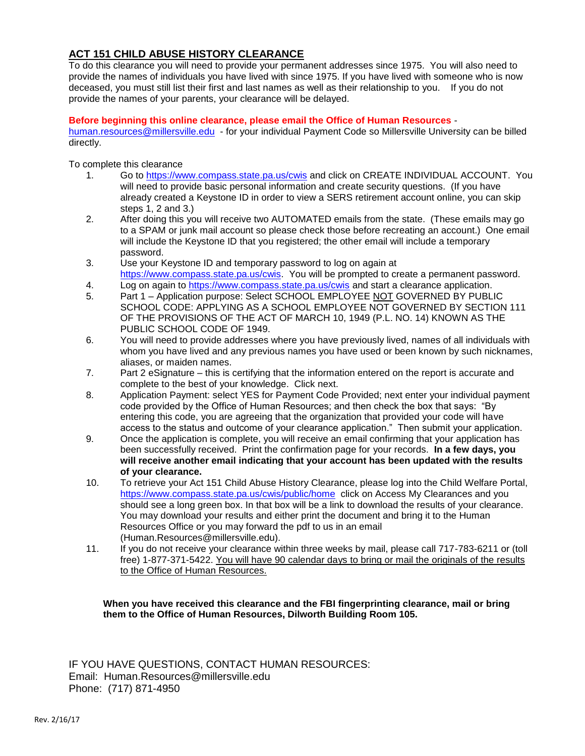## ACT 151 CHILD ABUSE HISTORY CLEARANCE

To do this clearance you will need to provide your permanent addresses since 1975. You will also need to provide the names of individuals you have lived with since 1975. If you have lived with someone who is now deceased, you must still list their first and last names as well as their relationship to you. If you do not provide the names of your parents, your clearance will be delayed.

**Before beginning this online clearance, please email the Office of Human Resources** - human.resources@millersville.edu - for your individual Payment Code so Millersville University can be billed directly.

To complete this clearance

1. Go to https://www.compass.state.pa.us/cwis and click on CREATE INDIVIDUAL ACCOUNT. You will need to provide basic personal information and create security questions. (If you have already created a Keystone ID in order to view a SERS retirement account online, you can skip steps 1, 2 and 3.)
2. After doing this you will receive two AUTOMATED emails from the state. (These emails may go to a SPAM or junk mail account so please check those before recreating an account.) One email will include the Keystone ID that you registered; the other email will include a temporary password.
3. Use your Keystone ID and temporary password to log on again at https://www.compass.state.pa.us/cwis. You will be prompted to create a permanent password.
4. Log on again to https://www.compass.state.pa.us/cwis and start a clearance application.
5. Part 1 – Application purpose: Select SCHOOL EMPLOYEE NOT GOVERNED BY PUBLIC SCHOOL CODE: APPLYING AS A SCHOOL EMPLOYEE NOT GOVERNED BY SECTION 111 OF THE PROVISIONS OF THE ACT OF MARCH 10, 1949 (P.L. NO. 14) KNOWN AS THE PUBLIC SCHOOL CODE OF 1949.
6. You will need to provide addresses where you have previously lived, names of all individuals with whom you have lived and any previous names you have used or been known by such nicknames, aliases, or maiden names.
7. Part 2 eSignature – this is certifying that the information entered on the report is accurate and complete to the best of your knowledge. Click next.
8. Application Payment: select YES for Payment Code Provided; next enter your individual payment code provided by the Office of Human Resources; and then check the box that says: "By entering this code, you are agreeing that the organization that provided your code will have access to the status and outcome of your clearance application." Then submit your application.
9. Once the application is complete, you will receive an email confirming that your application has been successfully received. Print the confirmation page for your records. **In a few days, you will receive another email indicating that your account has been updated with the results of your clearance.**
10. To retrieve your Act 151 Child Abuse History Clearance, please log into the Child Welfare Portal, https://www.compass.state.pa.us/cwis/public/home click on Access My Clearances and you should see a long green box. In that box will be a link to download the results of your clearance. You may download your results and either print the document and bring it to the Human Resources Office or you may forward the pdf to us in an email (Human.Resources@millersville.edu).
11. If you do not receive your clearance within three weeks by mail, please call 717-783-6211 or (toll free) 1-877-371-5422. You will have 90 calendar days to bring or mail the originals of the results to the Office of Human Resources.

**When you have received this clearance and the FBI fingerprinting clearance, mail or bring them to the Office of Human Resources, Dilworth Building Room 105.**

IF YOU HAVE QUESTIONS, CONTACT HUMAN RESOURCES:
Email: Human.Resources@millersville.edu
Phone: (717) 871-4950

Rev. 2/16/17